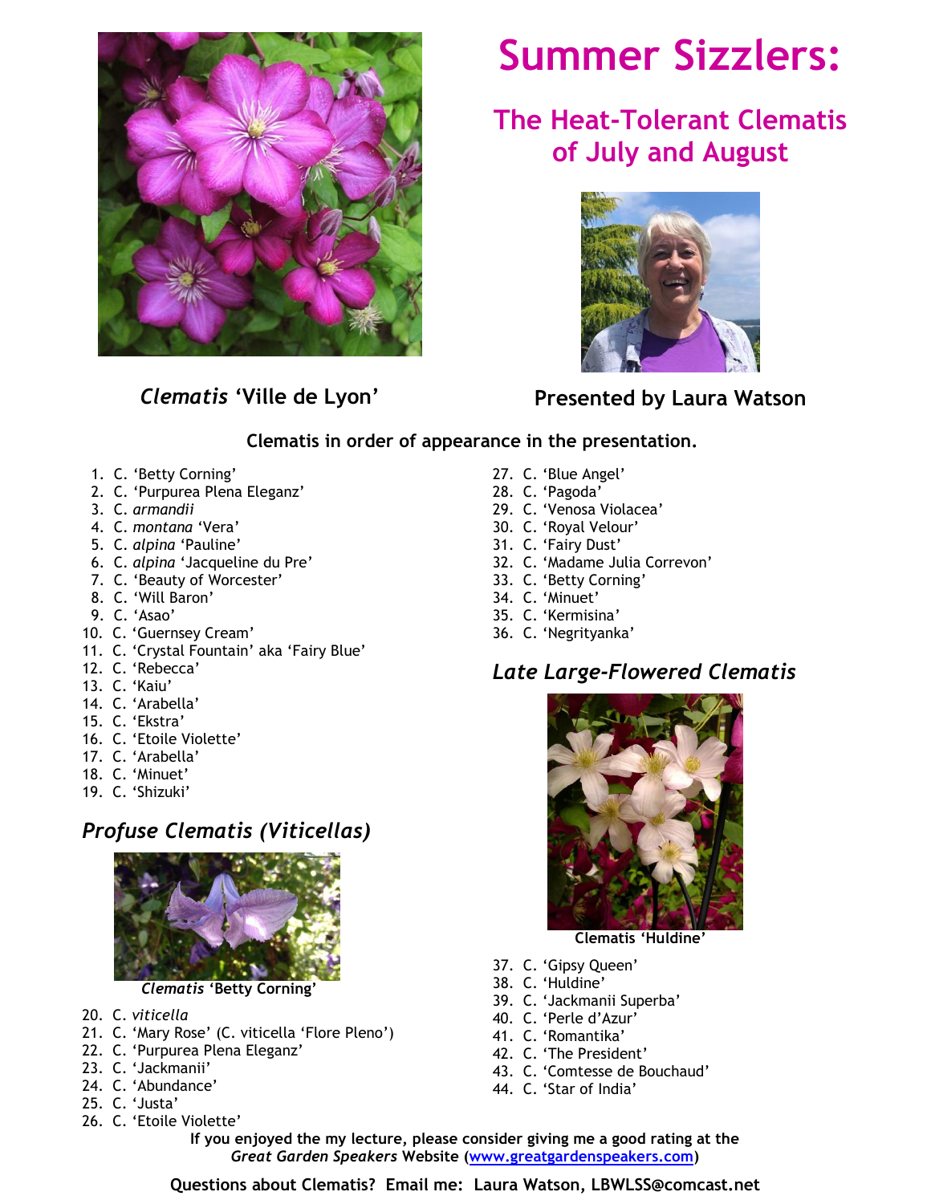# Summer Sizzlers:

## The Heat-Tolerant Clematis of July and August

*Clematis* **'Ville de Lyon'**

**Presented by Laura Watson**

**Clematis in order of appearance in the presentation.**

1. C. 'Betty Corning'
2. C. 'Purpurea Plena Eleganz'
3. C. *armandii*
4. C. *montana* 'Vera'
5. C. *alpina* 'Pauline'
6. C. *alpina* 'Jacqueline du Pre'
7. C. 'Beauty of Worcester'
8. C. 'Will Baron'
9. C. 'Asao'
10. C. 'Guernsey Cream'
11. C. 'Crystal Fountain' aka 'Fairy Blue'
12. C. 'Rebecca'
13. C. 'Kaiu'
14. C. 'Arabella'
15. C. 'Ekstra'
16. C. 'Etoile Violette'
17. C. 'Arabella'
18. C. 'Minuet'
19. C. 'Shizuki'

### *Profuse Clematis (Viticellas)*

*Clematis* **'Betty Corning'**

20. C. *viticella*
21. C. 'Mary Rose' (C. viticella 'Flore Pleno')
22. C. 'Purpurea Plena Eleganz'
23. C. 'Jackmanii'
24. C. 'Abundance'
25. C. 'Justa'
26. C. 'Etoile Violette'
27. C. 'Blue Angel'
28. C. 'Pagoda'
29. C. 'Venosa Violacea'
30. C. 'Royal Velour'
31. C. 'Fairy Dust'
32. C. 'Madame Julia Correvon'
33. C. 'Betty Corning'
34. C. 'Minuet'
35. C. 'Kermisina'
36. C. 'Negrityanka'

### *Late Large-Flowered Clematis*

**Clematis 'Huldine'**

37. C. 'Gipsy Queen'
38. C. 'Huldine'
39. C. 'Jackmanii Superba'
40. C. 'Perle d'Azur'
41. C. 'Romantika'
42. C. 'The President'
43. C. 'Comtesse de Bouchaud'
44. C. 'Star of India'

**If you enjoyed the my lecture, please consider giving me a good rating at the *Great Garden Speakers* Website ([www.greatgardenspeakers.com](http://www.greatgardenspeakers.com))**

**Questions about Clematis? Email me: Laura Watson, LBWLSS@comcast.net**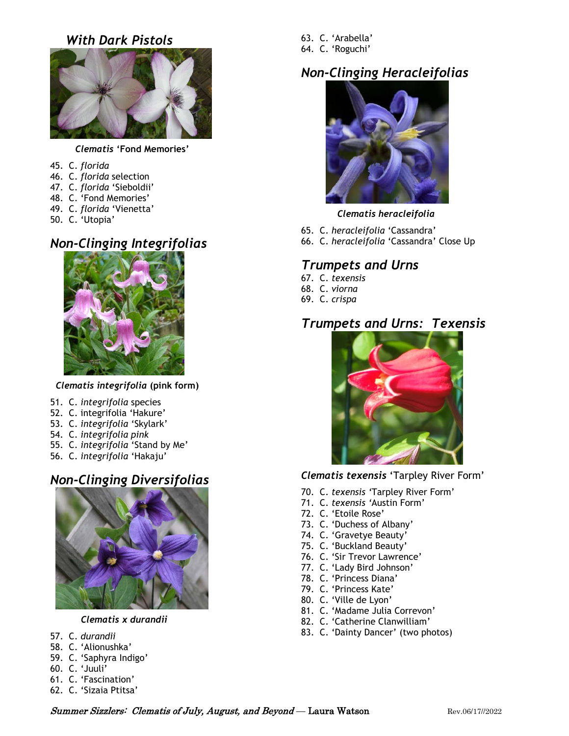## *With Dark Pistols*

***Clematis* 'Fond Memories'**

45. C. *florida*
46. C. *florida* selection
47. C. *florida* 'Sieboldii'
48. C. 'Fond Memories'
49. C. *florida* 'Vienetta'
50. C. 'Utopia'

## *Non-Clinging Integrifolias*

***Clematis integrifolia* (pink form)**

51. C. *integrifolia* species
52. C. integrifolia 'Hakure'
53. C. *integrifolia* 'Skylark'
54. C. *integrifolia pink*
55. C. *integrifolia* 'Stand by Me'
56. C. *integrifolia* 'Hakaju'

## *Non-Clinging Diversifolias*

***Clematis x durandii***

57. C. *durandii*
58. C. 'Alionushka'
59. C. 'Saphyra Indigo'
60. C. 'Juuli'
61. C. 'Fascination'
62. C. 'Sizaia Ptitsa'
63. C. 'Arabella'
64. C. 'Roguchi'

## *Non-Clinging Heracleifolias*

***Clematis heracleifolia***

65. C. *heracleifolia* 'Cassandra'
66. C. *heracleifolia* 'Cassandra' Close Up

## *Trumpets and Urns*

67. C. *texensis*
68. C. *viorna*
69. C. *crispa*

## *Trumpets and Urns: Texensis*

***Clematis texensis*** 'Tarpley River Form'

70. C. *texensis* 'Tarpley River Form'
71. C. *texensis* 'Austin Form'
72. C. 'Etoile Rose'
73. C. 'Duchess of Albany'
74. C. 'Gravetye Beauty'
75. C. 'Buckland Beauty'
76. C. 'Sir Trevor Lawrence'
77. C. 'Lady Bird Johnson'
78. C. 'Princess Diana'
79. C. 'Princess Kate'
80. C. 'Ville de Lyon'
81. C. 'Madame Julia Correvon'
82. C. 'Catherine Clanwilliam'
83. C. 'Dainty Dancer' (two photos)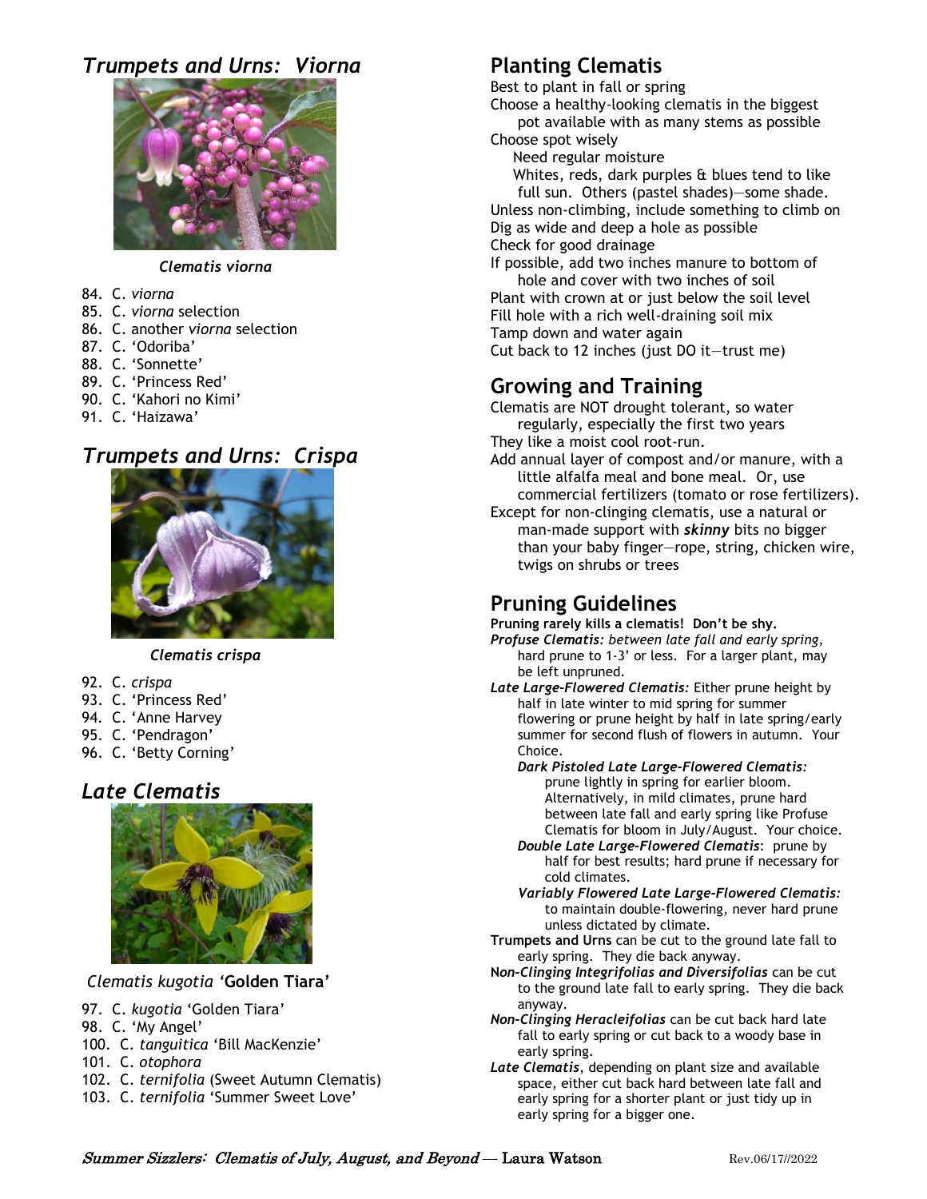## *Trumpets and Urns: Viorna*

***Clematis viorna***

84. C. *viorna*
85. C. *viorna* selection
86. C. another *viorna* selection
87. C. 'Odoriba'
88. C. 'Sonnette'
89. C. 'Princess Red'
90. C. 'Kahori no Kimi'
91. C. 'Haizawa'

## *Trumpets and Urns: Crispa*

***Clematis crispa***

92. C. *crispa*
93. C. 'Princess Red'
94. C. 'Anne Harvey
95. C. 'Pendragon'
96. C. 'Betty Corning'

## *Late Clematis*

*Clematis kugotia* **'Golden Tiara'**

97. C. *kugotia* 'Golden Tiara'
98. C. 'My Angel'
100. C. *tanguitica* 'Bill MacKenzie'
101. C. *otophora*
102. C. *ternifolia* (Sweet Autumn Clematis)
103. C. *ternifolia* 'Summer Sweet Love'

## Planting Clematis

Best to plant in fall or spring
Choose a healthy-looking clematis in the biggest pot available with as many stems as possible
Choose spot wisely
 Need regular moisture
 Whites, reds, dark purples & blues tend to like full sun. Others (pastel shades)—some shade.
Unless non-climbing, include something to climb on
Dig as wide and deep a hole as possible
Check for good drainage
If possible, add two inches manure to bottom of hole and cover with two inches of soil
Plant with crown at or just below the soil level
Fill hole with a rich well-draining soil mix
Tamp down and water again
Cut back to 12 inches (just DO it—trust me)

## Growing and Training

Clematis are NOT drought tolerant, so water regularly, especially the first two years
They like a moist cool root-run.
Add annual layer of compost and/or manure, with a little alfalfa meal and bone meal. Or, use commercial fertilizers (tomato or rose fertilizers).
Except for non-clinging clematis, use a natural or man-made support with ***skinny*** bits no bigger than your baby finger—rope, string, chicken wire, twigs on shrubs or trees

## Pruning Guidelines

**Pruning rarely kills a clematis! Don't be shy.**

***Profuse Clematis:*** *between late fall and early spring,* hard prune to 1-3' or less. For a larger plant, may be left unpruned.

***Late Large-Flowered Clematis:*** Either prune height by half in late winter to mid spring for summer flowering or prune height by half in late spring/early summer for second flush of flowers in autumn. Your Choice.

 ***Dark Pistoled Late Large-Flowered Clematis:*** prune lightly in spring for earlier bloom. Alternatively, in mild climates, prune hard between late fall and early spring like Profuse Clematis for bloom in July/August. Your choice.

 ***Double Late Large-Flowered Clematis***: prune by half for best results; hard prune if necessary for cold climates.

 ***Variably Flowered Late Large-Flowered Clematis:*** to maintain double-flowering, never hard prune unless dictated by climate.

**Trumpets and Urns** can be cut to the ground late fall to early spring. They die back anyway.

**N*on-Clinging Integrifolias and Diversifolias*** can be cut to the ground late fall to early spring. They die back anyway.

***Non-Clinging Heracleifolias*** can be cut back hard late fall to early spring or cut back to a woody base in early spring.

***Late Clematis***, depending on plant size and available space, either cut back hard between late fall and early spring for a shorter plant or just tidy up in early spring for a bigger one.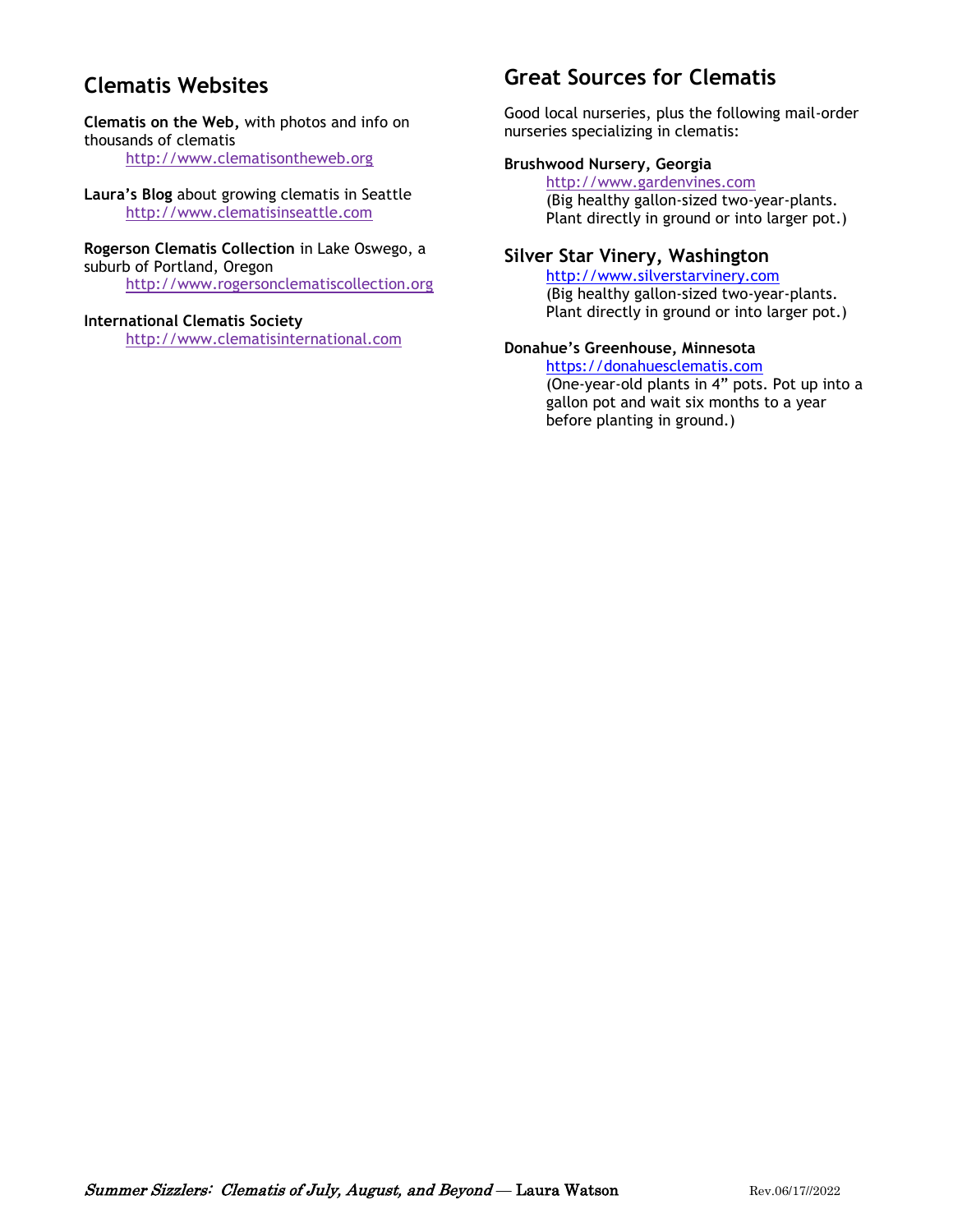## Clematis Websites

**Clematis on the Web,** with photos and info on thousands of clematis
http://www.clematisontheweb.org

**Laura's Blog** about growing clematis in Seattle
http://www.clematisinseattle.com

**Rogerson Clematis Collection** in Lake Oswego, a suburb of Portland, Oregon
http://www.rogersonclematiscollection.org

**International Clematis Society**
http://www.clematisinternational.com

## Great Sources for Clematis

Good local nurseries, plus the following mail-order nurseries specializing in clematis:

**Brushwood Nursery, Georgia**
http://www.gardenvines.com
(Big healthy gallon-sized two-year-plants. Plant directly in ground or into larger pot.)

### Silver Star Vinery, Washington

http://www.silverstarvinery.com
(Big healthy gallon-sized two-year-plants. Plant directly in ground or into larger pot.)

**Donahue's Greenhouse, Minnesota**
https://donahuesclematis.com
(One-year-old plants in 4" pots. Pot up into a gallon pot and wait six months to a year before planting in ground.)